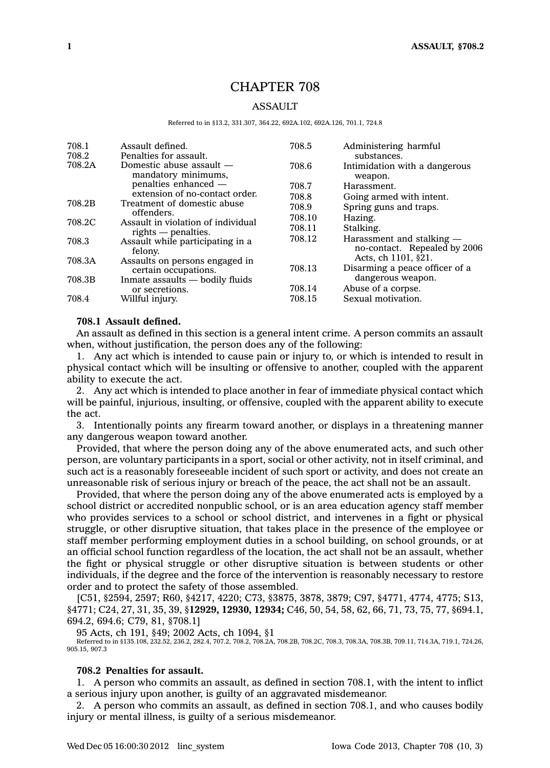# CHAPTER 708

## ASSAULT

Referred to in §13.2, 331.307, 364.22, 692A.102, 692A.126, 701.1, 724.8

| | | | |
|---|---|---|---|
| 708.1 | Assault defined. | 708.5 | Administering harmful substances. |
| 708.2 | Penalties for assault. | 708.6 | Intimidation with a dangerous weapon. |
| 708.2A | Domestic abuse assault — mandatory minimums, penalties enhanced — extension of no-contact order. | 708.7 | Harassment. |
| 708.2B | Treatment of domestic abuse offenders. | 708.8 | Going armed with intent. |
| 708.2C | Assault in violation of individual rights — penalties. | 708.9 | Spring guns and traps. |
| 708.3 | Assault while participating in a felony. | 708.10 | Hazing. |
| 708.3A | Assaults on persons engaged in certain occupations. | 708.11 | Stalking. |
| 708.3B | Inmate assaults — bodily fluids or secretions. | 708.12 | Harassment and stalking — no-contact. Repealed by 2006 Acts, ch 1101, §21. |
| 708.4 | Willful injury. | 708.13 | Disarming a peace officer of a dangerous weapon. |
| | | 708.14 | Abuse of a corpse. |
| | | 708.15 | Sexual motivation. |

**708.1 Assault defined.**

An assault as defined in this section is a general intent crime. A person commits an assault when, without justification, the person does any of the following:

1. Any act which is intended to cause pain or injury to, or which is intended to result in physical contact which will be insulting or offensive to another, coupled with the apparent ability to execute the act.

2. Any act which is intended to place another in fear of immediate physical contact which will be painful, injurious, insulting, or offensive, coupled with the apparent ability to execute the act.

3. Intentionally points any firearm toward another, or displays in a threatening manner any dangerous weapon toward another.

Provided, that where the person doing any of the above enumerated acts, and such other person, are voluntary participants in a sport, social or other activity, not in itself criminal, and such act is a reasonably foreseeable incident of such sport or activity, and does not create an unreasonable risk of serious injury or breach of the peace, the act shall not be an assault.

Provided, that where the person doing any of the above enumerated acts is employed by a school district or accredited nonpublic school, or is an area education agency staff member who provides services to a school or school district, and intervenes in a fight or physical struggle, or other disruptive situation, that takes place in the presence of the employee or staff member performing employment duties in a school building, on school grounds, or at an official school function regardless of the location, the act shall not be an assault, whether the fight or physical struggle or other disruptive situation is between students or other individuals, if the degree and the force of the intervention is reasonably necessary to restore order and to protect the safety of those assembled.

[C51, §2594, 2597; R60, §4217, 4220; C73, §3875, 3878, 3879; C97, §4771, 4774, 4775; S13, §4771; C24, 27, 31, 35, 39, §**12929, 12930, 12934;** C46, 50, 54, 58, 62, 66, 71, 73, 75, 77, §694.1, 694.2, 694.6; C79, 81, §708.1]

95 Acts, ch 191, §49; 2002 Acts, ch 1094, §1

Referred to in §135.108, 232.52, 236.2, 282.4, 707.2, 708.2, 708.2A, 708.2B, 708.2C, 708.3, 708.3A, 708.3B, 709.11, 714.3A, 719.1, 724.26, 905.15, 907.3

**708.2 Penalties for assault.**

1. A person who commits an assault, as defined in section 708.1, with the intent to inflict a serious injury upon another, is guilty of an aggravated misdemeanor.

2. A person who commits an assault, as defined in section 708.1, and who causes bodily injury or mental illness, is guilty of a serious misdemeanor.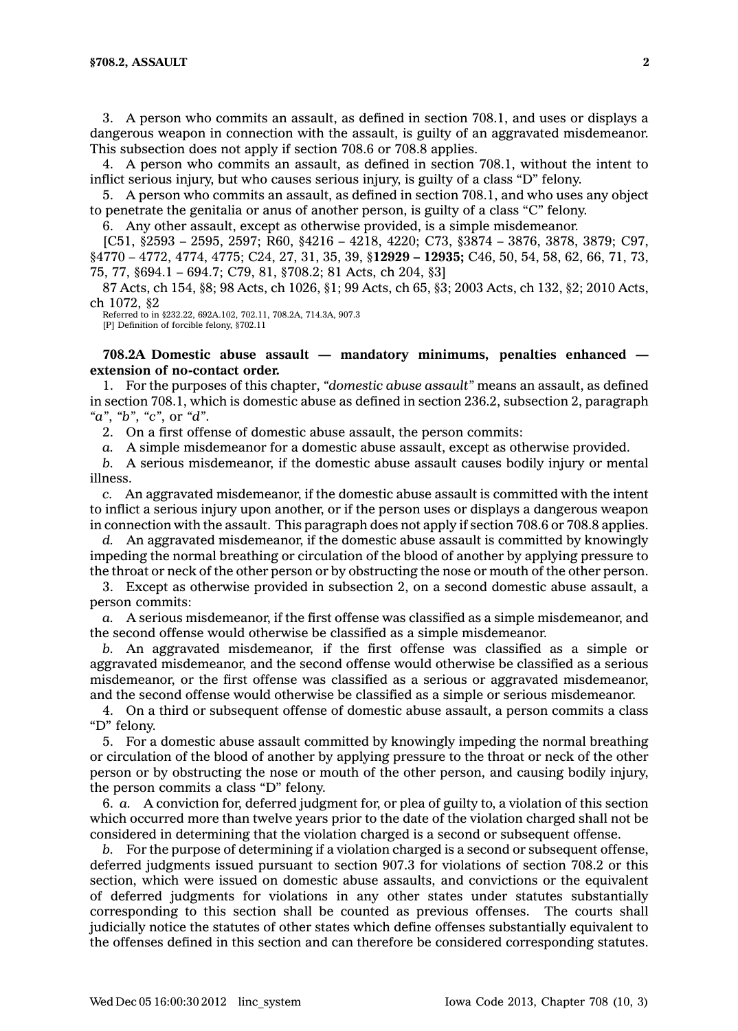3. A person who commits an assault, as defined in section 708.1, and uses or displays a dangerous weapon in connection with the assault, is guilty of an aggravated misdemeanor. This subsection does not apply if section 708.6 or 708.8 applies.

4. A person who commits an assault, as defined in section 708.1, without the intent to inflict serious injury, but who causes serious injury, is guilty of a class "D" felony.

5. A person who commits an assault, as defined in section 708.1, and who uses any object to penetrate the genitalia or anus of another person, is guilty of a class "C" felony.

6. Any other assault, except as otherwise provided, is a simple misdemeanor.

[C51, §2593 – 2595, 2597; R60, §4216 – 4218, 4220; C73, §3874 – 3876, 3878, 3879; C97, §4770 – 4772, 4774, 4775; C24, 27, 31, 35, 39, §**12929 – 12935;** C46, 50, 54, 58, 62, 66, 71, 73, 75, 77, §694.1 – 694.7; C79, 81, §708.2; 81 Acts, ch 204, §3]

87 Acts, ch 154, §8; 98 Acts, ch 1026, §1; 99 Acts, ch 65, §3; 2003 Acts, ch 132, §2; 2010 Acts, ch 1072, §2

Referred to in §232.22, 692A.102, 702.11, 708.2A, 714.3A, 907.3
[P] Definition of forcible felony, §702.11

**708.2A Domestic abuse assault — mandatory minimums, penalties enhanced — extension of no-contact order.**

1. For the purposes of this chapter, *"domestic abuse assault"* means an assault, as defined in section 708.1, which is domestic abuse as defined in section 236.2, subsection 2, paragraph *"a"*, *"b"*, *"c"*, or *"d"*.

2. On a first offense of domestic abuse assault, the person commits:

*a.* A simple misdemeanor for a domestic abuse assault, except as otherwise provided.

*b.* A serious misdemeanor, if the domestic abuse assault causes bodily injury or mental illness.

*c.* An aggravated misdemeanor, if the domestic abuse assault is committed with the intent to inflict a serious injury upon another, or if the person uses or displays a dangerous weapon in connection with the assault. This paragraph does not apply if section 708.6 or 708.8 applies.

*d.* An aggravated misdemeanor, if the domestic abuse assault is committed by knowingly impeding the normal breathing or circulation of the blood of another by applying pressure to the throat or neck of the other person or by obstructing the nose or mouth of the other person.

3. Except as otherwise provided in subsection 2, on a second domestic abuse assault, a person commits:

*a.* A serious misdemeanor, if the first offense was classified as a simple misdemeanor, and the second offense would otherwise be classified as a simple misdemeanor.

*b.* An aggravated misdemeanor, if the first offense was classified as a simple or aggravated misdemeanor, and the second offense would otherwise be classified as a serious misdemeanor, or the first offense was classified as a serious or aggravated misdemeanor, and the second offense would otherwise be classified as a simple or serious misdemeanor.

4. On a third or subsequent offense of domestic abuse assault, a person commits a class "D" felony.

5. For a domestic abuse assault committed by knowingly impeding the normal breathing or circulation of the blood of another by applying pressure to the throat or neck of the other person or by obstructing the nose or mouth of the other person, and causing bodily injury, the person commits a class "D" felony.

6. *a.* A conviction for, deferred judgment for, or plea of guilty to, a violation of this section which occurred more than twelve years prior to the date of the violation charged shall not be considered in determining that the violation charged is a second or subsequent offense.

*b.* For the purpose of determining if a violation charged is a second or subsequent offense, deferred judgments issued pursuant to section 907.3 for violations of section 708.2 or this section, which were issued on domestic abuse assaults, and convictions or the equivalent of deferred judgments for violations in any other states under statutes substantially corresponding to this section shall be counted as previous offenses. The courts shall judicially notice the statutes of other states which define offenses substantially equivalent to the offenses defined in this section and can therefore be considered corresponding statutes.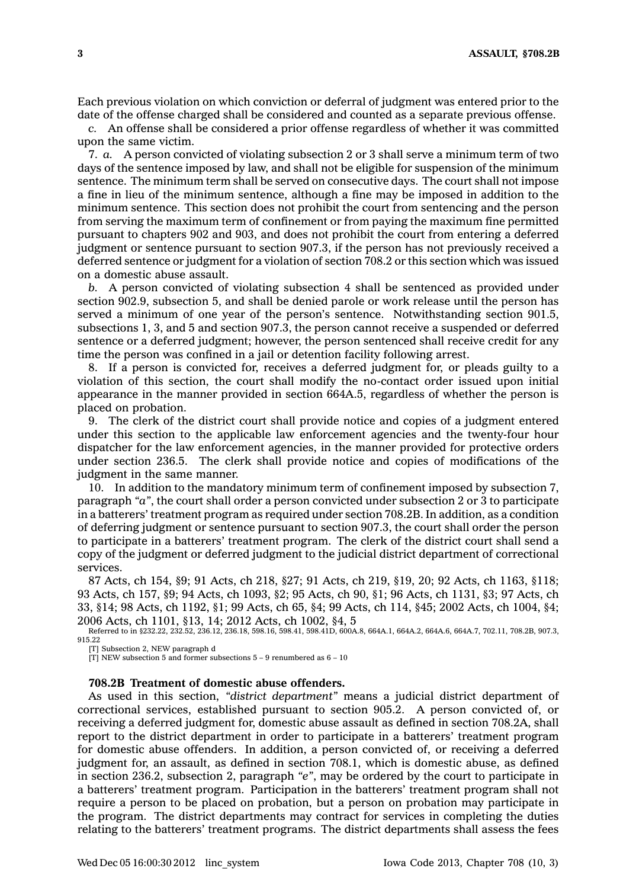Each previous violation on which conviction or deferral of judgment was entered prior to the date of the offense charged shall be considered and counted as a separate previous offense.

*c.* An offense shall be considered a prior offense regardless of whether it was committed upon the same victim.

7. *a.* A person convicted of violating subsection 2 or 3 shall serve a minimum term of two days of the sentence imposed by law, and shall not be eligible for suspension of the minimum sentence. The minimum term shall be served on consecutive days. The court shall not impose a fine in lieu of the minimum sentence, although a fine may be imposed in addition to the minimum sentence. This section does not prohibit the court from sentencing and the person from serving the maximum term of confinement or from paying the maximum fine permitted pursuant to chapters 902 and 903, and does not prohibit the court from entering a deferred judgment or sentence pursuant to section 907.3, if the person has not previously received a deferred sentence or judgment for a violation of section 708.2 or this section which was issued on a domestic abuse assault.

*b.* A person convicted of violating subsection 4 shall be sentenced as provided under section 902.9, subsection 5, and shall be denied parole or work release until the person has served a minimum of one year of the person's sentence. Notwithstanding section 901.5, subsections 1, 3, and 5 and section 907.3, the person cannot receive a suspended or deferred sentence or a deferred judgment; however, the person sentenced shall receive credit for any time the person was confined in a jail or detention facility following arrest.

8. If a person is convicted for, receives a deferred judgment for, or pleads guilty to a violation of this section, the court shall modify the no-contact order issued upon initial appearance in the manner provided in section 664A.5, regardless of whether the person is placed on probation.

9. The clerk of the district court shall provide notice and copies of a judgment entered under this section to the applicable law enforcement agencies and the twenty-four hour dispatcher for the law enforcement agencies, in the manner provided for protective orders under section 236.5. The clerk shall provide notice and copies of modifications of the judgment in the same manner.

10. In addition to the mandatory minimum term of confinement imposed by subsection 7, paragraph *"a"*, the court shall order a person convicted under subsection 2 or 3 to participate in a batterers' treatment program as required under section 708.2B. In addition, as a condition of deferring judgment or sentence pursuant to section 907.3, the court shall order the person to participate in a batterers' treatment program. The clerk of the district court shall send a copy of the judgment or deferred judgment to the judicial district department of correctional services.

87 Acts, ch 154, §9; 91 Acts, ch 218, §27; 91 Acts, ch 219, §19, 20; 92 Acts, ch 1163, §118; 93 Acts, ch 157, §9; 94 Acts, ch 1093, §2; 95 Acts, ch 90, §1; 96 Acts, ch 1131, §3; 97 Acts, ch 33, §14; 98 Acts, ch 1192, §1; 99 Acts, ch 65, §4; 99 Acts, ch 114, §45; 2002 Acts, ch 1004, §4; 2006 Acts, ch 1101, §13, 14; 2012 Acts, ch 1002, §4, 5

Referred to in §232.22, 232.52, 236.12, 236.18, 598.16, 598.41, 598.41D, 600A.8, 664A.1, 664A.2, 664A.6, 664A.7, 702.11, 708.2B, 907.3, 915.22

[T] Subsection 2, NEW paragraph d

[T] NEW subsection 5 and former subsections 5 – 9 renumbered as 6 – 10

**708.2B Treatment of domestic abuse offenders.**

As used in this section, *"district department"* means a judicial district department of correctional services, established pursuant to section 905.2. A person convicted of, or receiving a deferred judgment for, domestic abuse assault as defined in section 708.2A, shall report to the district department in order to participate in a batterers' treatment program for domestic abuse offenders. In addition, a person convicted of, or receiving a deferred judgment for, an assault, as defined in section 708.1, which is domestic abuse, as defined in section 236.2, subsection 2, paragraph *"e"*, may be ordered by the court to participate in a batterers' treatment program. Participation in the batterers' treatment program shall not require a person to be placed on probation, but a person on probation may participate in the program. The district departments may contract for services in completing the duties relating to the batterers' treatment programs. The district departments shall assess the fees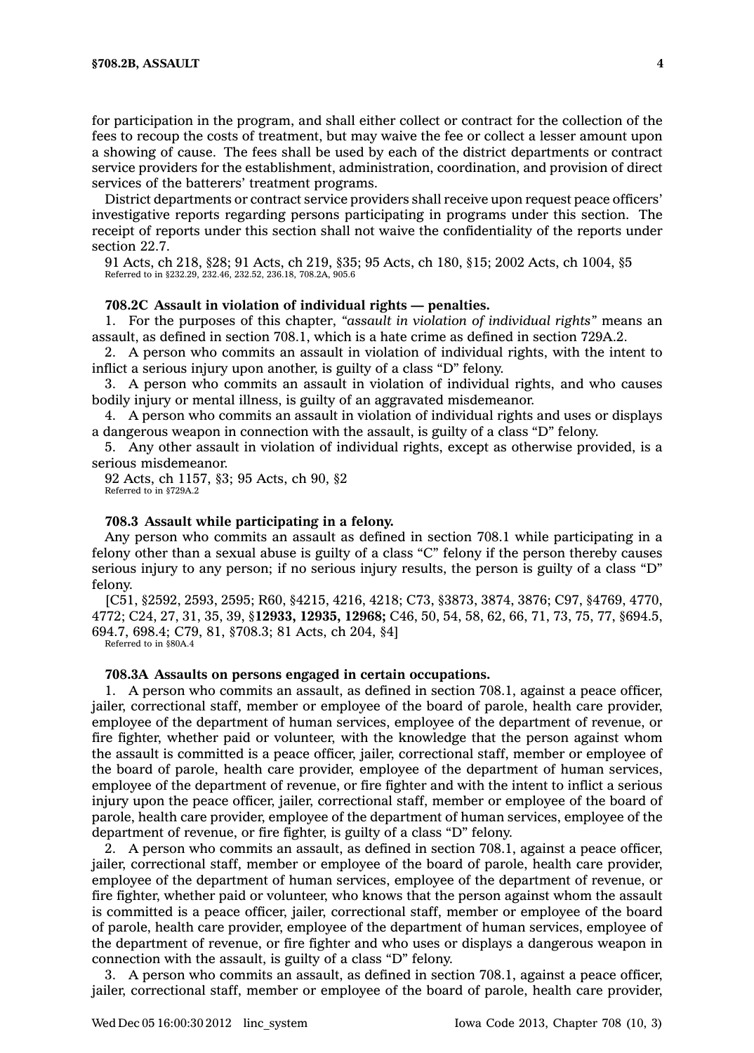for participation in the program, and shall either collect or contract for the collection of the fees to recoup the costs of treatment, but may waive the fee or collect a lesser amount upon a showing of cause. The fees shall be used by each of the district departments or contract service providers for the establishment, administration, coordination, and provision of direct services of the batterers' treatment programs.

District departments or contract service providers shall receive upon request peace officers' investigative reports regarding persons participating in programs under this section. The receipt of reports under this section shall not waive the confidentiality of the reports under section 22.7.

91 Acts, ch 218, §28; 91 Acts, ch 219, §35; 95 Acts, ch 180, §15; 2002 Acts, ch 1004, §5
Referred to in §232.29, 232.46, 232.52, 236.18, 708.2A, 905.6

**708.2C Assault in violation of individual rights — penalties.**

1. For the purposes of this chapter, *"assault in violation of individual rights"* means an assault, as defined in section 708.1, which is a hate crime as defined in section 729A.2.

2. A person who commits an assault in violation of individual rights, with the intent to inflict a serious injury upon another, is guilty of a class "D" felony.

3. A person who commits an assault in violation of individual rights, and who causes bodily injury or mental illness, is guilty of an aggravated misdemeanor.

4. A person who commits an assault in violation of individual rights and uses or displays a dangerous weapon in connection with the assault, is guilty of a class "D" felony.

5. Any other assault in violation of individual rights, except as otherwise provided, is a serious misdemeanor.

92 Acts, ch 1157, §3; 95 Acts, ch 90, §2
Referred to in §729A.2

**708.3 Assault while participating in a felony.**

Any person who commits an assault as defined in section 708.1 while participating in a felony other than a sexual abuse is guilty of a class "C" felony if the person thereby causes serious injury to any person; if no serious injury results, the person is guilty of a class "D" felony.

[C51, §2592, 2593, 2595; R60, §4215, 4216, 4218; C73, §3873, 3874, 3876; C97, §4769, 4770, 4772; C24, 27, 31, 35, 39, §**12933, 12935, 12968;** C46, 50, 54, 58, 62, 66, 71, 73, 75, 77, §694.5, 694.7, 698.4; C79, 81, §708.3; 81 Acts, ch 204, §4]
Referred to in §80A.4

**708.3A Assaults on persons engaged in certain occupations.**

1. A person who commits an assault, as defined in section 708.1, against a peace officer, jailer, correctional staff, member or employee of the board of parole, health care provider, employee of the department of human services, employee of the department of revenue, or fire fighter, whether paid or volunteer, with the knowledge that the person against whom the assault is committed is a peace officer, jailer, correctional staff, member or employee of the board of parole, health care provider, employee of the department of human services, employee of the department of revenue, or fire fighter and with the intent to inflict a serious injury upon the peace officer, jailer, correctional staff, member or employee of the board of parole, health care provider, employee of the department of human services, employee of the department of revenue, or fire fighter, is guilty of a class "D" felony.

2. A person who commits an assault, as defined in section 708.1, against a peace officer, jailer, correctional staff, member or employee of the board of parole, health care provider, employee of the department of human services, employee of the department of revenue, or fire fighter, whether paid or volunteer, who knows that the person against whom the assault is committed is a peace officer, jailer, correctional staff, member or employee of the board of parole, health care provider, employee of the department of human services, employee of the department of revenue, or fire fighter and who uses or displays a dangerous weapon in connection with the assault, is guilty of a class "D" felony.

3. A person who commits an assault, as defined in section 708.1, against a peace officer, jailer, correctional staff, member or employee of the board of parole, health care provider,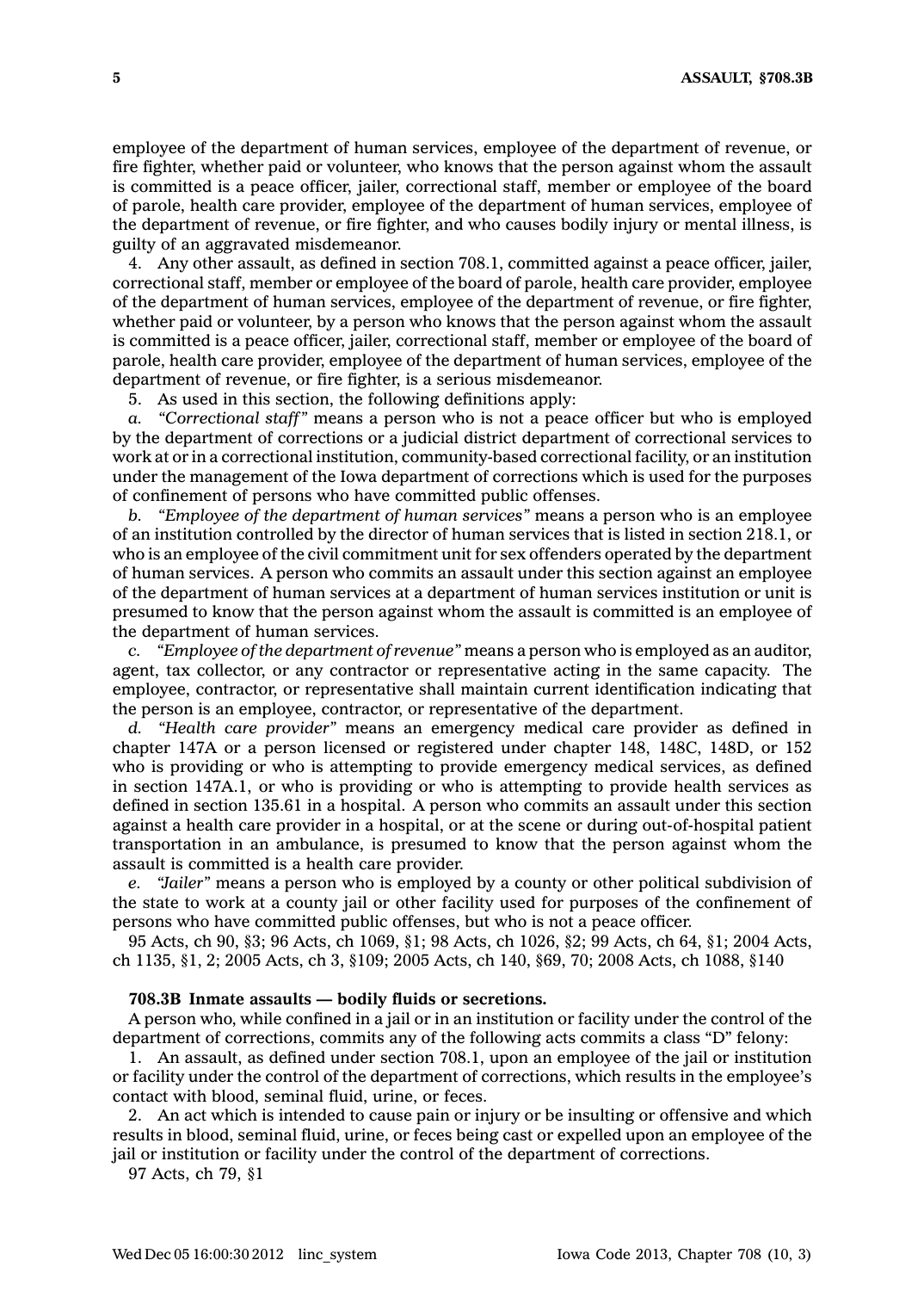employee of the department of human services, employee of the department of revenue, or fire fighter, whether paid or volunteer, who knows that the person against whom the assault is committed is a peace officer, jailer, correctional staff, member or employee of the board of parole, health care provider, employee of the department of human services, employee of the department of revenue, or fire fighter, and who causes bodily injury or mental illness, is guilty of an aggravated misdemeanor.

4. Any other assault, as defined in section 708.1, committed against a peace officer, jailer, correctional staff, member or employee of the board of parole, health care provider, employee of the department of human services, employee of the department of revenue, or fire fighter, whether paid or volunteer, by a person who knows that the person against whom the assault is committed is a peace officer, jailer, correctional staff, member or employee of the board of parole, health care provider, employee of the department of human services, employee of the department of revenue, or fire fighter, is a serious misdemeanor.

5. As used in this section, the following definitions apply:

*a. "Correctional staff"* means a person who is not a peace officer but who is employed by the department of corrections or a judicial district department of correctional services to work at or in a correctional institution, community-based correctional facility, or an institution under the management of the Iowa department of corrections which is used for the purposes of confinement of persons who have committed public offenses.

*b. "Employee of the department of human services"* means a person who is an employee of an institution controlled by the director of human services that is listed in section 218.1, or who is an employee of the civil commitment unit for sex offenders operated by the department of human services. A person who commits an assault under this section against an employee of the department of human services at a department of human services institution or unit is presumed to know that the person against whom the assault is committed is an employee of the department of human services.

*c. "Employee of the department of revenue"* means a person who is employed as an auditor, agent, tax collector, or any contractor or representative acting in the same capacity. The employee, contractor, or representative shall maintain current identification indicating that the person is an employee, contractor, or representative of the department.

*d. "Health care provider"* means an emergency medical care provider as defined in chapter 147A or a person licensed or registered under chapter 148, 148C, 148D, or 152 who is providing or who is attempting to provide emergency medical services, as defined in section 147A.1, or who is providing or who is attempting to provide health services as defined in section 135.61 in a hospital. A person who commits an assault under this section against a health care provider in a hospital, or at the scene or during out-of-hospital patient transportation in an ambulance, is presumed to know that the person against whom the assault is committed is a health care provider.

*e. "Jailer"* means a person who is employed by a county or other political subdivision of the state to work at a county jail or other facility used for purposes of the confinement of persons who have committed public offenses, but who is not a peace officer.

95 Acts, ch 90, §3; 96 Acts, ch 1069, §1; 98 Acts, ch 1026, §2; 99 Acts, ch 64, §1; 2004 Acts, ch 1135, §1, 2; 2005 Acts, ch 3, §109; 2005 Acts, ch 140, §69, 70; 2008 Acts, ch 1088, §140

**708.3B Inmate assaults — bodily fluids or secretions.**

A person who, while confined in a jail or in an institution or facility under the control of the department of corrections, commits any of the following acts commits a class "D" felony:

1. An assault, as defined under section 708.1, upon an employee of the jail or institution or facility under the control of the department of corrections, which results in the employee's contact with blood, seminal fluid, urine, or feces.

2. An act which is intended to cause pain or injury or be insulting or offensive and which results in blood, seminal fluid, urine, or feces being cast or expelled upon an employee of the jail or institution or facility under the control of the department of corrections.

97 Acts, ch 79, §1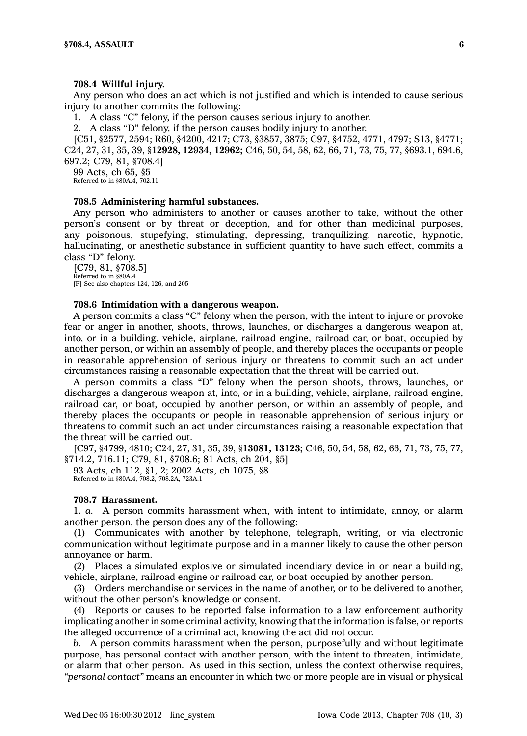### 708.4 Willful injury.

Any person who does an act which is not justified and which is intended to cause serious injury to another commits the following:

1. A class "C" felony, if the person causes serious injury to another.
2. A class "D" felony, if the person causes bodily injury to another.

[C51, §2577, 2594; R60, §4200, 4217; C73, §3857, 3875; C97, §4752, 4771, 4797; S13, §4771; C24, 27, 31, 35, 39, §**12928, 12934, 12962;** C46, 50, 54, 58, 62, 66, 71, 73, 75, 77, §693.1, 694.6, 697.2; C79, 81, §708.4]

99 Acts, ch 65, §5

Referred to in §80A.4, 702.11

### 708.5 Administering harmful substances.

Any person who administers to another or causes another to take, without the other person's consent or by threat or deception, and for other than medicinal purposes, any poisonous, stupefying, stimulating, depressing, tranquilizing, narcotic, hypnotic, hallucinating, or anesthetic substance in sufficient quantity to have such effect, commits a class "D" felony.

[C79, 81, §708.5]

Referred to in §80A.4

[P] See also chapters 124, 126, and 205

### 708.6 Intimidation with a dangerous weapon.

A person commits a class "C" felony when the person, with the intent to injure or provoke fear or anger in another, shoots, throws, launches, or discharges a dangerous weapon at, into, or in a building, vehicle, airplane, railroad engine, railroad car, or boat, occupied by another person, or within an assembly of people, and thereby places the occupants or people in reasonable apprehension of serious injury or threatens to commit such an act under circumstances raising a reasonable expectation that the threat will be carried out.

A person commits a class "D" felony when the person shoots, throws, launches, or discharges a dangerous weapon at, into, or in a building, vehicle, airplane, railroad engine, railroad car, or boat, occupied by another person, or within an assembly of people, and thereby places the occupants or people in reasonable apprehension of serious injury or threatens to commit such an act under circumstances raising a reasonable expectation that the threat will be carried out.

[C97, §4799, 4810; C24, 27, 31, 35, 39, §**13081, 13123;** C46, 50, 54, 58, 62, 66, 71, 73, 75, 77, §714.2, 716.11; C79, 81, §708.6; 81 Acts, ch 204, §5]

93 Acts, ch 112, §1, 2; 2002 Acts, ch 1075, §8

Referred to in §80A.4, 708.2, 708.2A, 723A.1

### 708.7 Harassment.

1. *a.* A person commits harassment when, with intent to intimidate, annoy, or alarm another person, the person does any of the following:

(1) Communicates with another by telephone, telegraph, writing, or via electronic communication without legitimate purpose and in a manner likely to cause the other person annoyance or harm.

(2) Places a simulated explosive or simulated incendiary device in or near a building, vehicle, airplane, railroad engine or railroad car, or boat occupied by another person.

(3) Orders merchandise or services in the name of another, or to be delivered to another, without the other person's knowledge or consent.

(4) Reports or causes to be reported false information to a law enforcement authority implicating another in some criminal activity, knowing that the information is false, or reports the alleged occurrence of a criminal act, knowing the act did not occur.

*b.* A person commits harassment when the person, purposefully and without legitimate purpose, has personal contact with another person, with the intent to threaten, intimidate, or alarm that other person. As used in this section, unless the context otherwise requires, *"personal contact"* means an encounter in which two or more people are in visual or physical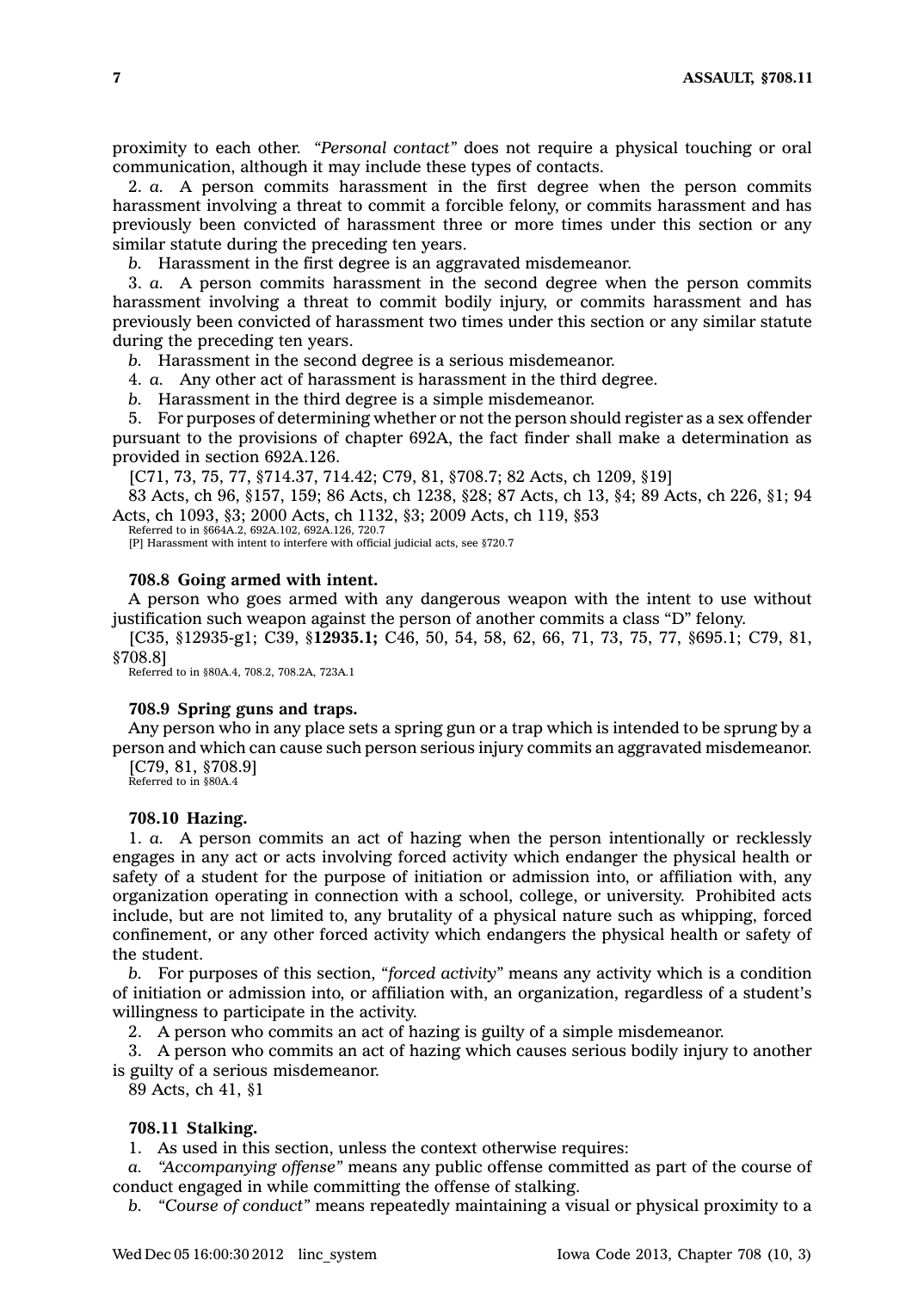proximity to each other. *"Personal contact"* does not require a physical touching or oral communication, although it may include these types of contacts.

2. *a.* A person commits harassment in the first degree when the person commits harassment involving a threat to commit a forcible felony, or commits harassment and has previously been convicted of harassment three or more times under this section or any similar statute during the preceding ten years.

*b.* Harassment in the first degree is an aggravated misdemeanor.

3. *a.* A person commits harassment in the second degree when the person commits harassment involving a threat to commit bodily injury, or commits harassment and has previously been convicted of harassment two times under this section or any similar statute during the preceding ten years.

*b.* Harassment in the second degree is a serious misdemeanor.

4. *a.* Any other act of harassment is harassment in the third degree.

*b.* Harassment in the third degree is a simple misdemeanor.

5. For purposes of determining whether or not the person should register as a sex offender pursuant to the provisions of chapter 692A, the fact finder shall make a determination as provided in section 692A.126.

[C71, 73, 75, 77, §714.37, 714.42; C79, 81, §708.7; 82 Acts, ch 1209, §19]

83 Acts, ch 96, §157, 159; 86 Acts, ch 1238, §28; 87 Acts, ch 13, §4; 89 Acts, ch 226, §1; 94 Acts, ch 1093, §3; 2000 Acts, ch 1132, §3; 2009 Acts, ch 119, §53

Referred to in §664A.2, 692A.102, 692A.126, 720.7

[P] Harassment with intent to interfere with official judicial acts, see §720.7

**708.8 Going armed with intent.**

A person who goes armed with any dangerous weapon with the intent to use without justification such weapon against the person of another commits a class "D" felony.

[C35, §12935-g1; C39, §**12935.1;** C46, 50, 54, 58, 62, 66, 71, 73, 75, 77, §695.1; C79, 81, §708.8]

Referred to in §80A.4, 708.2, 708.2A, 723A.1

**708.9 Spring guns and traps.**

Any person who in any place sets a spring gun or a trap which is intended to be sprung by a person and which can cause such person serious injury commits an aggravated misdemeanor.

[C79, 81, §708.9]

Referred to in §80A.4

**708.10 Hazing.**

1. *a.* A person commits an act of hazing when the person intentionally or recklessly engages in any act or acts involving forced activity which endanger the physical health or safety of a student for the purpose of initiation or admission into, or affiliation with, any organization operating in connection with a school, college, or university. Prohibited acts include, but are not limited to, any brutality of a physical nature such as whipping, forced confinement, or any other forced activity which endangers the physical health or safety of the student.

*b.* For purposes of this section, *"forced activity"* means any activity which is a condition of initiation or admission into, or affiliation with, an organization, regardless of a student's willingness to participate in the activity.

2. A person who commits an act of hazing is guilty of a simple misdemeanor.

3. A person who commits an act of hazing which causes serious bodily injury to another is guilty of a serious misdemeanor.

89 Acts, ch 41, §1

**708.11 Stalking.**

1. As used in this section, unless the context otherwise requires:

*a.* *"Accompanying offense"* means any public offense committed as part of the course of conduct engaged in while committing the offense of stalking.

*b.* *"Course of conduct"* means repeatedly maintaining a visual or physical proximity to a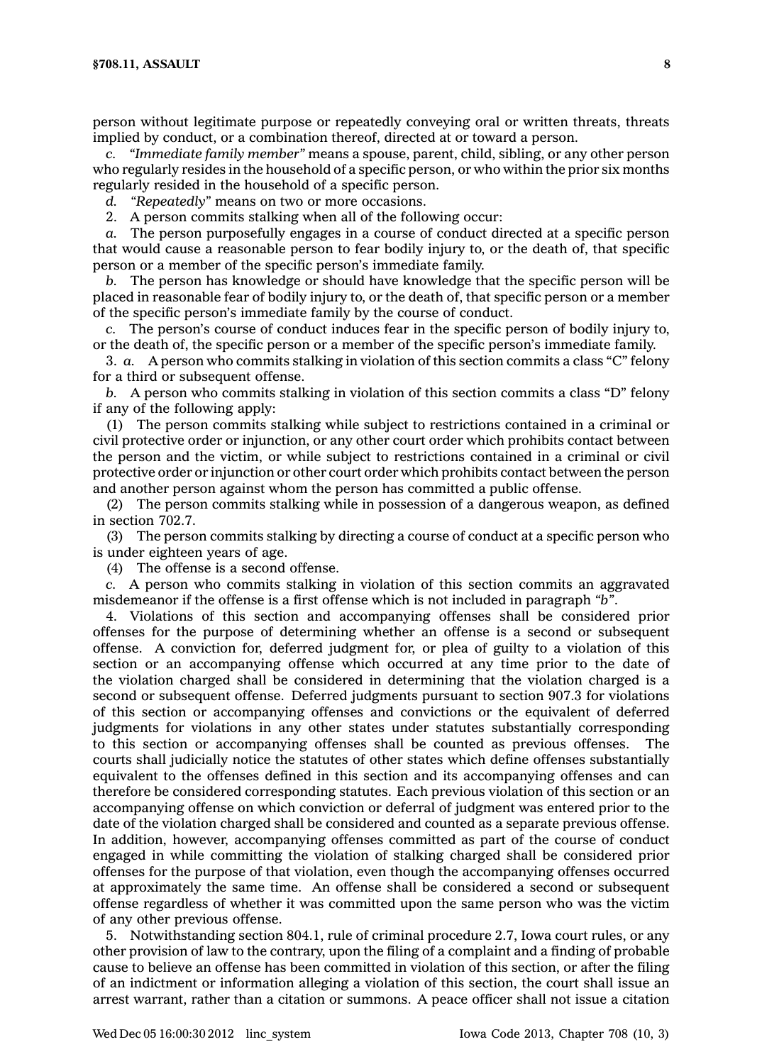person without legitimate purpose or repeatedly conveying oral or written threats, threats implied by conduct, or a combination thereof, directed at or toward a person.

*c.* *"Immediate family member"* means a spouse, parent, child, sibling, or any other person who regularly resides in the household of a specific person, or who within the prior six months regularly resided in the household of a specific person.

*d.* *"Repeatedly"* means on two or more occasions.

2. A person commits stalking when all of the following occur:

*a.* The person purposefully engages in a course of conduct directed at a specific person that would cause a reasonable person to fear bodily injury to, or the death of, that specific person or a member of the specific person's immediate family.

*b.* The person has knowledge or should have knowledge that the specific person will be placed in reasonable fear of bodily injury to, or the death of, that specific person or a member of the specific person's immediate family by the course of conduct.

*c.* The person's course of conduct induces fear in the specific person of bodily injury to, or the death of, the specific person or a member of the specific person's immediate family.

3. *a.* A person who commits stalking in violation of this section commits a class "C" felony for a third or subsequent offense.

*b.* A person who commits stalking in violation of this section commits a class "D" felony if any of the following apply:

(1) The person commits stalking while subject to restrictions contained in a criminal or civil protective order or injunction, or any other court order which prohibits contact between the person and the victim, or while subject to restrictions contained in a criminal or civil protective order or injunction or other court order which prohibits contact between the person and another person against whom the person has committed a public offense.

(2) The person commits stalking while in possession of a dangerous weapon, as defined in section 702.7.

(3) The person commits stalking by directing a course of conduct at a specific person who is under eighteen years of age.

(4) The offense is a second offense.

*c.* A person who commits stalking in violation of this section commits an aggravated misdemeanor if the offense is a first offense which is not included in paragraph *"b"*.

4. Violations of this section and accompanying offenses shall be considered prior offenses for the purpose of determining whether an offense is a second or subsequent offense. A conviction for, deferred judgment for, or plea of guilty to a violation of this section or an accompanying offense which occurred at any time prior to the date of the violation charged shall be considered in determining that the violation charged is a second or subsequent offense. Deferred judgments pursuant to section 907.3 for violations of this section or accompanying offenses and convictions or the equivalent of deferred judgments for violations in any other states under statutes substantially corresponding to this section or accompanying offenses shall be counted as previous offenses. The courts shall judicially notice the statutes of other states which define offenses substantially equivalent to the offenses defined in this section and its accompanying offenses and can therefore be considered corresponding statutes. Each previous violation of this section or an accompanying offense on which conviction or deferral of judgment was entered prior to the date of the violation charged shall be considered and counted as a separate previous offense. In addition, however, accompanying offenses committed as part of the course of conduct engaged in while committing the violation of stalking charged shall be considered prior offenses for the purpose of that violation, even though the accompanying offenses occurred at approximately the same time. An offense shall be considered a second or subsequent offense regardless of whether it was committed upon the same person who was the victim of any other previous offense.

5. Notwithstanding section 804.1, rule of criminal procedure 2.7, Iowa court rules, or any other provision of law to the contrary, upon the filing of a complaint and a finding of probable cause to believe an offense has been committed in violation of this section, or after the filing of an indictment or information alleging a violation of this section, the court shall issue an arrest warrant, rather than a citation or summons. A peace officer shall not issue a citation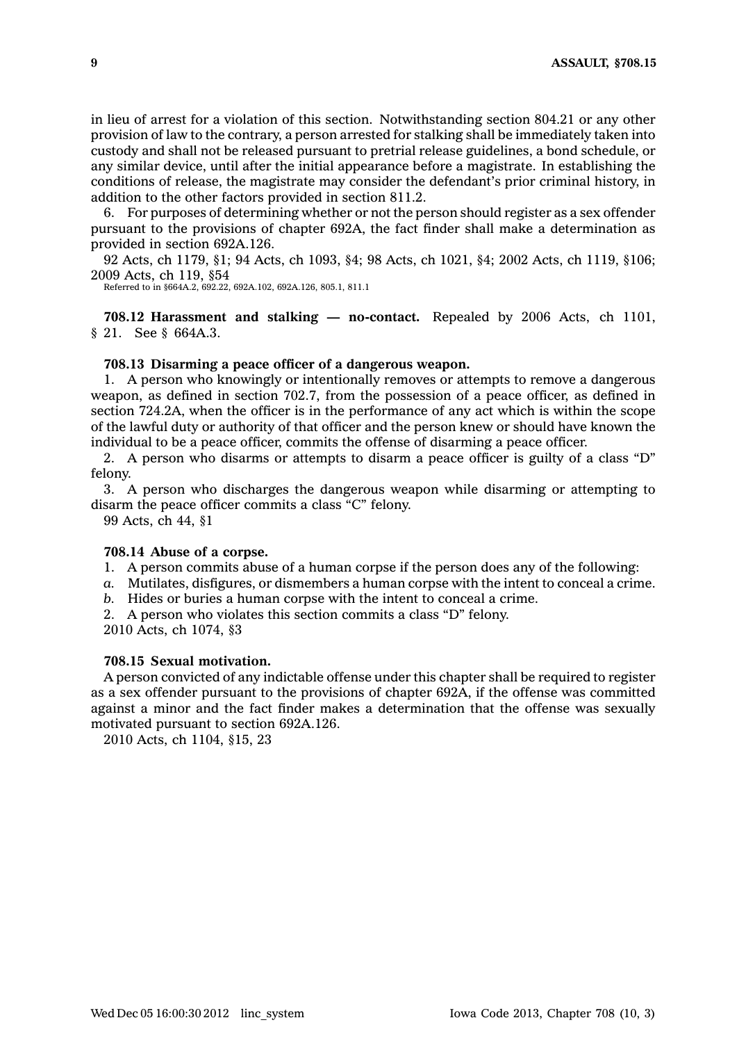in lieu of arrest for a violation of this section. Notwithstanding section 804.21 or any other provision of law to the contrary, a person arrested for stalking shall be immediately taken into custody and shall not be released pursuant to pretrial release guidelines, a bond schedule, or any similar device, until after the initial appearance before a magistrate. In establishing the conditions of release, the magistrate may consider the defendant's prior criminal history, in addition to the other factors provided in section 811.2.

6. For purposes of determining whether or not the person should register as a sex offender pursuant to the provisions of chapter 692A, the fact finder shall make a determination as provided in section 692A.126.

92 Acts, ch 1179, §1; 94 Acts, ch 1093, §4; 98 Acts, ch 1021, §4; 2002 Acts, ch 1119, §106; 2009 Acts, ch 119, §54

Referred to in §664A.2, 692.22, 692A.102, 692A.126, 805.1, 811.1

**708.12 Harassment and stalking — no-contact.** Repealed by 2006 Acts, ch 1101, § 21. See § 664A.3.

**708.13 Disarming a peace officer of a dangerous weapon.**

1. A person who knowingly or intentionally removes or attempts to remove a dangerous weapon, as defined in section 702.7, from the possession of a peace officer, as defined in section 724.2A, when the officer is in the performance of any act which is within the scope of the lawful duty or authority of that officer and the person knew or should have known the individual to be a peace officer, commits the offense of disarming a peace officer.

2. A person who disarms or attempts to disarm a peace officer is guilty of a class "D" felony.

3. A person who discharges the dangerous weapon while disarming or attempting to disarm the peace officer commits a class "C" felony.

99 Acts, ch 44, §1

**708.14 Abuse of a corpse.**

1. A person commits abuse of a human corpse if the person does any of the following:

*a.* Mutilates, disfigures, or dismembers a human corpse with the intent to conceal a crime.

*b.* Hides or buries a human corpse with the intent to conceal a crime.

2. A person who violates this section commits a class "D" felony.

2010 Acts, ch 1074, §3

**708.15 Sexual motivation.**

A person convicted of any indictable offense under this chapter shall be required to register as a sex offender pursuant to the provisions of chapter 692A, if the offense was committed against a minor and the fact finder makes a determination that the offense was sexually motivated pursuant to section 692A.126.

2010 Acts, ch 1104, §15, 23